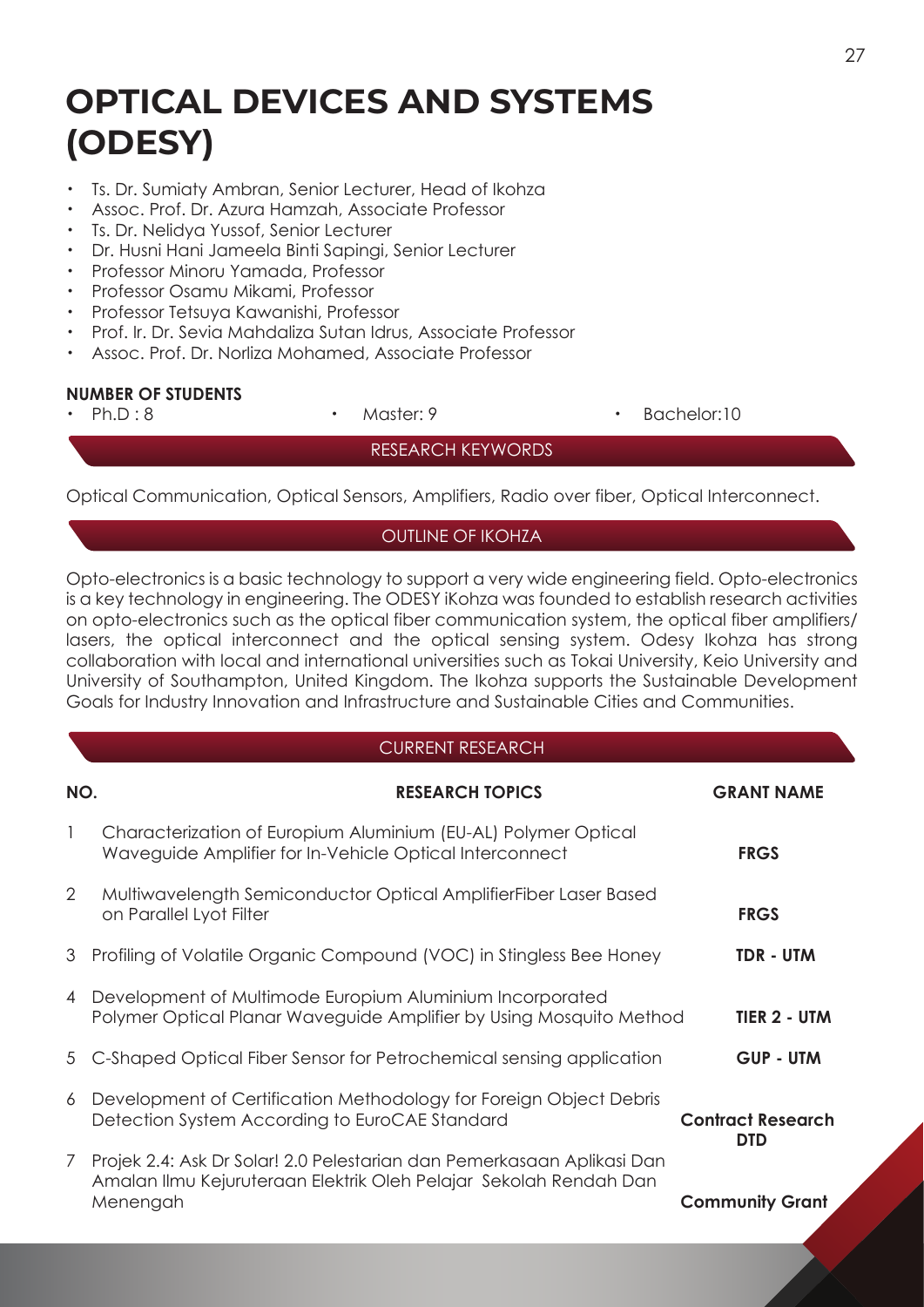# OPTICAL DEVICES AND SYSTEMS (ODESY)

- Ts. Dr. Sumiaty Ambran, Senior Lecturer, Head of Ikohza
- Assoc. Prof. Dr. Azura Hamzah, Associate Professor
- Ts. Dr. Nelidya Yussof, Senior Lecturer
- Dr. Husni Hani Jameela Binti Sapingi, Senior Lecturer
- Professor Minoru Yamada, Professor
- Professor Osamu Mikami, Professor
- Professor Tetsuya Kawanishi, Professor
- Prof. Ir. Dr. Sevia Mahdaliza Sutan Idrus, Associate Professor
- Assoc. Prof. Dr. Norliza Mohamed, Associate Professor

**NUMBER OF STUDENTS**

- Ph.D : 8
- Master: 9
- Bachelor:10

## RESEARCH KEYWORDS

Optical Communication, Optical Sensors, Amplifiers, Radio over fiber, Optical Interconnect.

## OUTLINE OF IKOHZA

Opto-electronics is a basic technology to support a very wide engineering field. Opto-electronics is a key technology in engineering. The ODESY iKohza was founded to establish research activities on opto-electronics such as the optical fiber communication system, the optical fiber amplifiers/ lasers, the optical interconnect and the optical sensing system. Odesy Ikohza has strong collaboration with local and international universities such as Tokai University, Keio University and University of Southampton, United Kingdom. The Ikohza supports the Sustainable Development Goals for Industry Innovation and Infrastructure and Sustainable Cities and Communities.

## CURRENT RESEARCH

| NO. | RESEARCH TOPICS | GRANT NAME |
|---|---|---|
| 1 | Characterization of Europium Aluminium (EU-AL) Polymer Optical Waveguide Amplifier for In-Vehicle Optical Interconnect | **FRGS** |
| 2 | Multiwavelength Semiconductor Optical AmplifierFiber Laser Based on Parallel Lyot Filter | **FRGS** |
| 3 | Profiling of Volatile Organic Compound (VOC) in Stingless Bee Honey | **TDR - UTM** |
| 4 | Development of Multimode Europium Aluminium Incorporated Polymer Optical Planar Waveguide Amplifier by Using Mosquito Method | **TIER 2 - UTM** |
| 5 | C-Shaped Optical Fiber Sensor for Petrochemical sensing application | **GUP - UTM** |
| 6 | Development of Certification Methodology for Foreign Object Debris Detection System According to EuroCAE Standard | **Contract Research DTD** |
| 7 | Projek 2.4: Ask Dr Solar! 2.0 Pelestarian dan Pemerkasaan Aplikasi Dan Amalan Ilmu Kejuruteraan Elektrik Oleh Pelajar Sekolah Rendah Dan Menengah | **Community Grant** |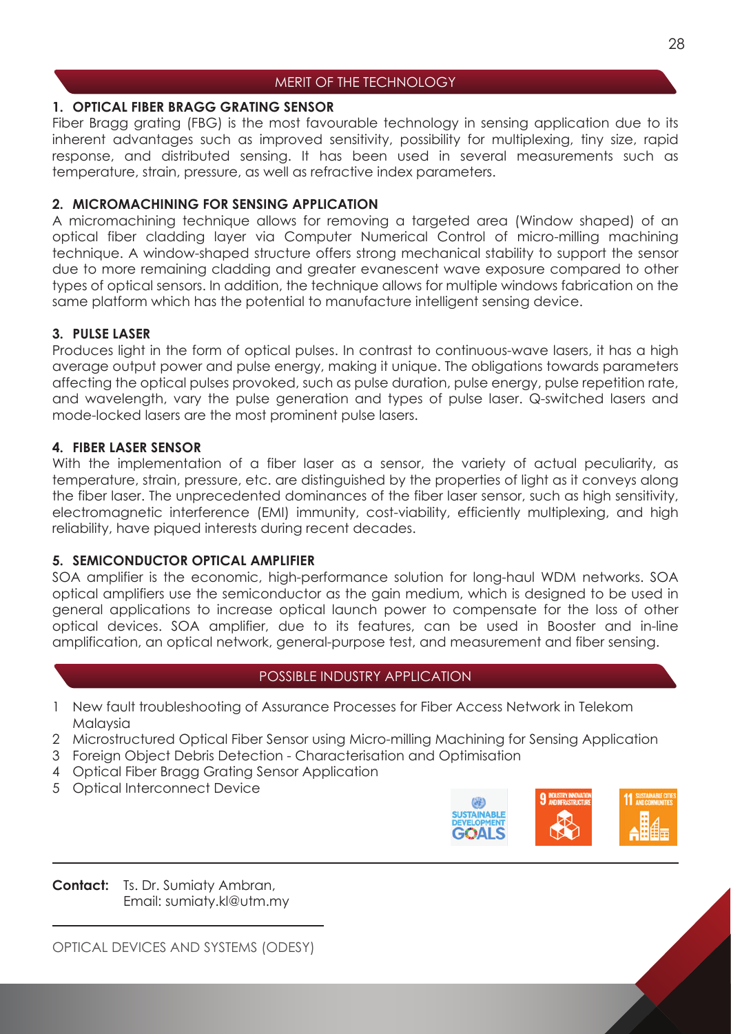## MERIT OF THE TECHNOLOGY

### 1. OPTICAL FIBER BRAGG GRATING SENSOR

Fiber Bragg grating (FBG) is the most favourable technology in sensing application due to its inherent advantages such as improved sensitivity, possibility for multiplexing, tiny size, rapid response, and distributed sensing. It has been used in several measurements such as temperature, strain, pressure, as well as refractive index parameters.

### 2. MICROMACHINING FOR SENSING APPLICATION

A micromachining technique allows for removing a targeted area (Window shaped) of an optical fiber cladding layer via Computer Numerical Control of micro-milling machining technique. A window-shaped structure offers strong mechanical stability to support the sensor due to more remaining cladding and greater evanescent wave exposure compared to other types of optical sensors. In addition, the technique allows for multiple windows fabrication on the same platform which has the potential to manufacture intelligent sensing device.

### 3. PULSE LASER

Produces light in the form of optical pulses. In contrast to continuous-wave lasers, it has a high average output power and pulse energy, making it unique. The obligations towards parameters affecting the optical pulses provoked, such as pulse duration, pulse energy, pulse repetition rate, and wavelength, vary the pulse generation and types of pulse laser. Q-switched lasers and mode-locked lasers are the most prominent pulse lasers.

### 4. FIBER LASER SENSOR

With the implementation of a fiber laser as a sensor, the variety of actual peculiarity, as temperature, strain, pressure, etc. are distinguished by the properties of light as it conveys along the fiber laser. The unprecedented dominances of the fiber laser sensor, such as high sensitivity, electromagnetic interference (EMI) immunity, cost-viability, efficiently multiplexing, and high reliability, have piqued interests during recent decades.

### 5. SEMICONDUCTOR OPTICAL AMPLIFIER

SOA amplifier is the economic, high-performance solution for long-haul WDM networks. SOA optical amplifiers use the semiconductor as the gain medium, which is designed to be used in general applications to increase optical launch power to compensate for the loss of other optical devices. SOA amplifier, due to its features, can be used in Booster and in-line amplification, an optical network, general-purpose test, and measurement and fiber sensing.

## POSSIBLE INDUSTRY APPLICATION

1. New fault troubleshooting of Assurance Processes for Fiber Access Network in Telekom Malaysia
2. Microstructured Optical Fiber Sensor using Micro-milling Machining for Sensing Application
3. Foreign Object Debris Detection - Characterisation and Optimisation
4. Optical Fiber Bragg Grating Sensor Application
5. Optical Interconnect Device

SUSTAINABLE DEVELOPMENT GOALS

9 INDUSTRY INNOVATION AND INFRASTRUCTURE

11 SUSTAINABLE CITIES AND COMMUNITIES

**Contact:** Ts. Dr. Sumiaty Ambran,
Email: sumiaty.kl@utm.my

OPTICAL DEVICES AND SYSTEMS (ODESY)